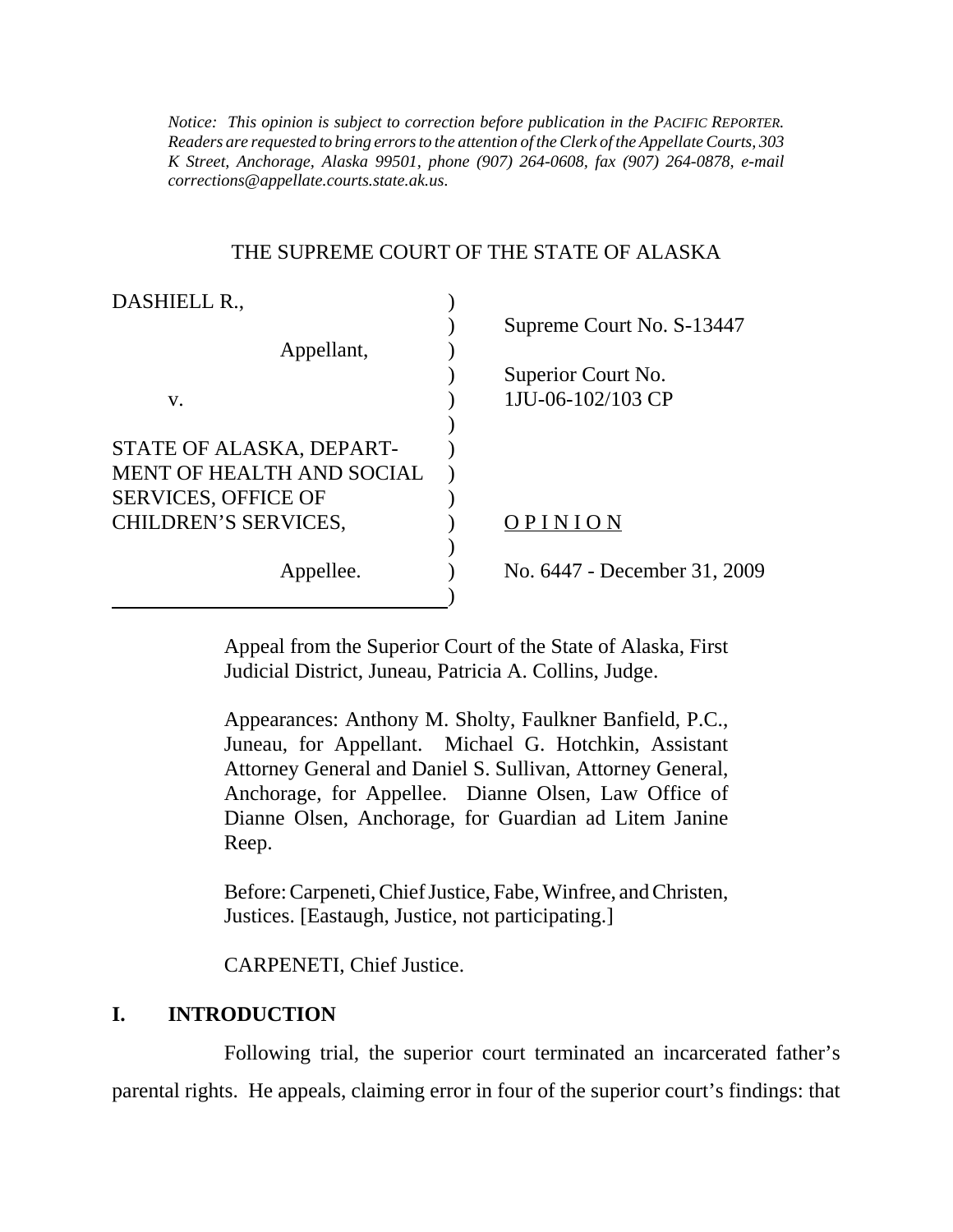*Notice: This opinion is subject to correction before publication in the PACIFIC REPORTER. Readers are requested to bring errors to the attention of the Clerk of the Appellate Courts, 303 K Street, Anchorage, Alaska 99501, phone (907) 264-0608, fax (907) 264-0878, e-mail corrections@appellate.courts.state.ak.us.*

THE SUPREME COURT OF THE STATE OF ALASKA

| | |
|---|---|
| DASHIELL R., Appellant, | Supreme Court No. S-13447 |
| v. | Superior Court No. 1JU-06-102/103 CP |
| STATE OF ALASKA, DEPARTMENT OF HEALTH AND SOCIAL SERVICES, OFFICE OF CHILDREN'S SERVICES, | OPINION |
| Appellee. | No. 6447 - December 31, 2009 |

Appeal from the Superior Court of the State of Alaska, First Judicial District, Juneau, Patricia A. Collins, Judge.

Appearances: Anthony M. Sholty, Faulkner Banfield, P.C., Juneau, for Appellant. Michael G. Hotchkin, Assistant Attorney General and Daniel S. Sullivan, Attorney General, Anchorage, for Appellee. Dianne Olsen, Law Office of Dianne Olsen, Anchorage, for Guardian ad Litem Janine Reep.

Before: Carpeneti, Chief Justice, Fabe, Winfree, and Christen, Justices. [Eastaugh, Justice, not participating.]

CARPENETI, Chief Justice.

## I. INTRODUCTION

Following trial, the superior court terminated an incarcerated father's parental rights. He appeals, claiming error in four of the superior court's findings: that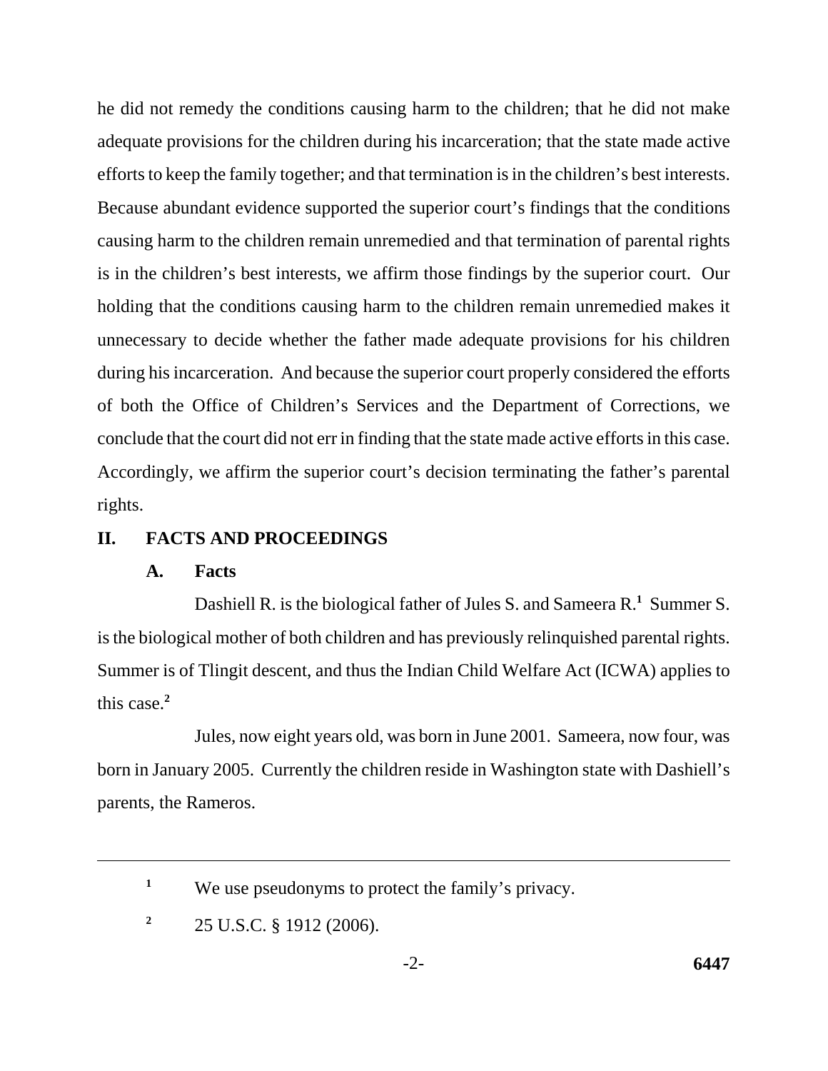he did not remedy the conditions causing harm to the children; that he did not make adequate provisions for the children during his incarceration; that the state made active efforts to keep the family together; and that termination is in the children's best interests. Because abundant evidence supported the superior court's findings that the conditions causing harm to the children remain unremedied and that termination of parental rights is in the children's best interests, we affirm those findings by the superior court. Our holding that the conditions causing harm to the children remain unremedied makes it unnecessary to decide whether the father made adequate provisions for his children during his incarceration. And because the superior court properly considered the efforts of both the Office of Children's Services and the Department of Corrections, we conclude that the court did not err in finding that the state made active efforts in this case. Accordingly, we affirm the superior court's decision terminating the father's parental rights.

## II. FACTS AND PROCEEDINGS

### A. Facts

Dashiell R. is the biological father of Jules S. and Sameera R.[1] Summer S. is the biological mother of both children and has previously relinquished parental rights. Summer is of Tlingit descent, and thus the Indian Child Welfare Act (ICWA) applies to this case.[2]

Jules, now eight years old, was born in June 2001. Sameera, now four, was born in January 2005. Currently the children reside in Washington state with Dashiell's parents, the Rameros.

---

[1] We use pseudonyms to protect the family's privacy.

[2] 25 U.S.C. § 1912 (2006).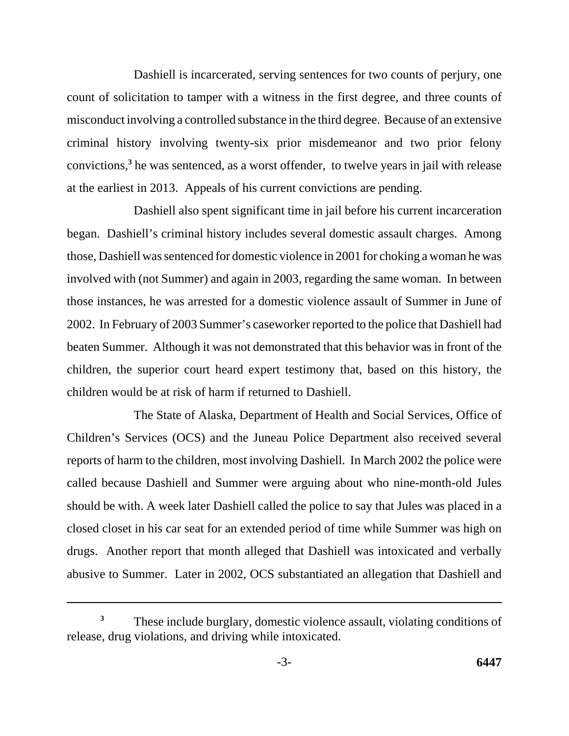Dashiell is incarcerated, serving sentences for two counts of perjury, one count of solicitation to tamper with a witness in the first degree, and three counts of misconduct involving a controlled substance in the third degree. Because of an extensive criminal history involving twenty-six prior misdemeanor and two prior felony convictions,[3] he was sentenced, as a worst offender, to twelve years in jail with release at the earliest in 2013. Appeals of his current convictions are pending.

Dashiell also spent significant time in jail before his current incarceration began. Dashiell's criminal history includes several domestic assault charges. Among those, Dashiell was sentenced for domestic violence in 2001 for choking a woman he was involved with (not Summer) and again in 2003, regarding the same woman. In between those instances, he was arrested for a domestic violence assault of Summer in June of 2002. In February of 2003 Summer's caseworker reported to the police that Dashiell had beaten Summer. Although it was not demonstrated that this behavior was in front of the children, the superior court heard expert testimony that, based on this history, the children would be at risk of harm if returned to Dashiell.

The State of Alaska, Department of Health and Social Services, Office of Children's Services (OCS) and the Juneau Police Department also received several reports of harm to the children, most involving Dashiell. In March 2002 the police were called because Dashiell and Summer were arguing about who nine-month-old Jules should be with. A week later Dashiell called the police to say that Jules was placed in a closed closet in his car seat for an extended period of time while Summer was high on drugs. Another report that month alleged that Dashiell was intoxicated and verbally abusive to Summer. Later in 2002, OCS substantiated an allegation that Dashiell and

---

[3] These include burglary, domestic violence assault, violating conditions of release, drug violations, and driving while intoxicated.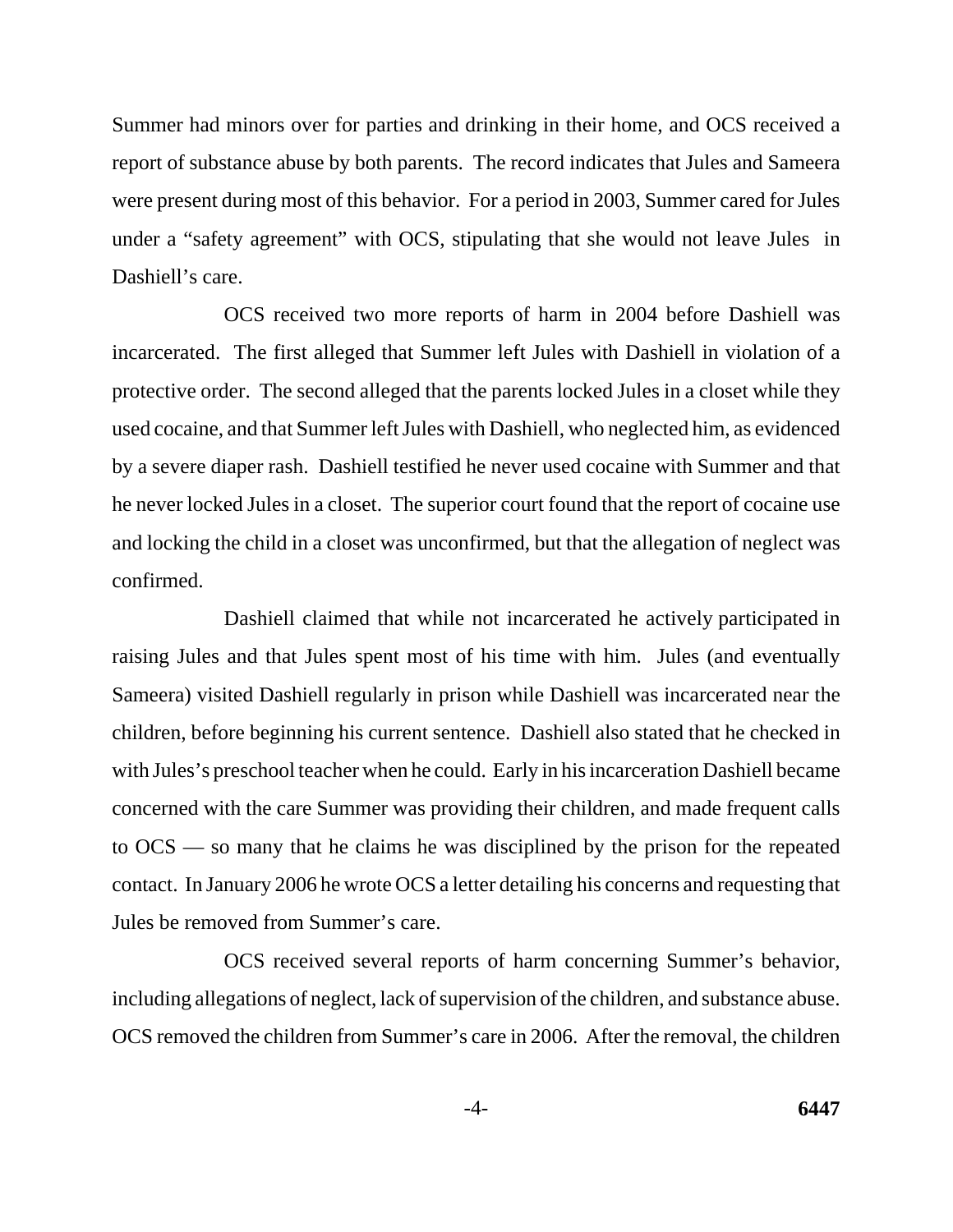Summer had minors over for parties and drinking in their home, and OCS received a report of substance abuse by both parents. The record indicates that Jules and Sameera were present during most of this behavior. For a period in 2003, Summer cared for Jules under a "safety agreement" with OCS, stipulating that she would not leave Jules in Dashiell's care.

OCS received two more reports of harm in 2004 before Dashiell was incarcerated. The first alleged that Summer left Jules with Dashiell in violation of a protective order. The second alleged that the parents locked Jules in a closet while they used cocaine, and that Summer left Jules with Dashiell, who neglected him, as evidenced by a severe diaper rash. Dashiell testified he never used cocaine with Summer and that he never locked Jules in a closet. The superior court found that the report of cocaine use and locking the child in a closet was unconfirmed, but that the allegation of neglect was confirmed.

Dashiell claimed that while not incarcerated he actively participated in raising Jules and that Jules spent most of his time with him. Jules (and eventually Sameera) visited Dashiell regularly in prison while Dashiell was incarcerated near the children, before beginning his current sentence. Dashiell also stated that he checked in with Jules's preschool teacher when he could. Early in his incarceration Dashiell became concerned with the care Summer was providing their children, and made frequent calls to OCS — so many that he claims he was disciplined by the prison for the repeated contact. In January 2006 he wrote OCS a letter detailing his concerns and requesting that Jules be removed from Summer's care.

OCS received several reports of harm concerning Summer's behavior, including allegations of neglect, lack of supervision of the children, and substance abuse. OCS removed the children from Summer's care in 2006. After the removal, the children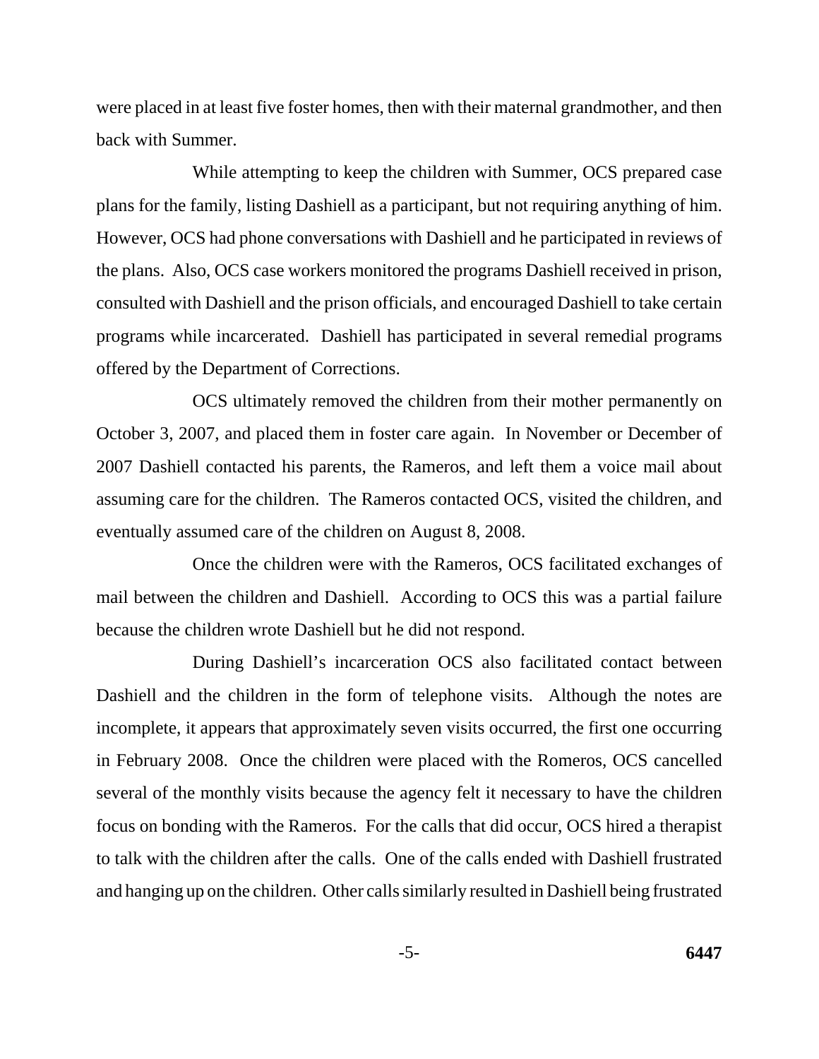were placed in at least five foster homes, then with their maternal grandmother, and then back with Summer.

While attempting to keep the children with Summer, OCS prepared case plans for the family, listing Dashiell as a participant, but not requiring anything of him. However, OCS had phone conversations with Dashiell and he participated in reviews of the plans. Also, OCS case workers monitored the programs Dashiell received in prison, consulted with Dashiell and the prison officials, and encouraged Dashiell to take certain programs while incarcerated. Dashiell has participated in several remedial programs offered by the Department of Corrections.

OCS ultimately removed the children from their mother permanently on October 3, 2007, and placed them in foster care again. In November or December of 2007 Dashiell contacted his parents, the Rameros, and left them a voice mail about assuming care for the children. The Rameros contacted OCS, visited the children, and eventually assumed care of the children on August 8, 2008.

Once the children were with the Rameros, OCS facilitated exchanges of mail between the children and Dashiell. According to OCS this was a partial failure because the children wrote Dashiell but he did not respond.

During Dashiell's incarceration OCS also facilitated contact between Dashiell and the children in the form of telephone visits. Although the notes are incomplete, it appears that approximately seven visits occurred, the first one occurring in February 2008. Once the children were placed with the Romeros, OCS cancelled several of the monthly visits because the agency felt it necessary to have the children focus on bonding with the Rameros. For the calls that did occur, OCS hired a therapist to talk with the children after the calls. One of the calls ended with Dashiell frustrated and hanging up on the children. Other calls similarly resulted in Dashiell being frustrated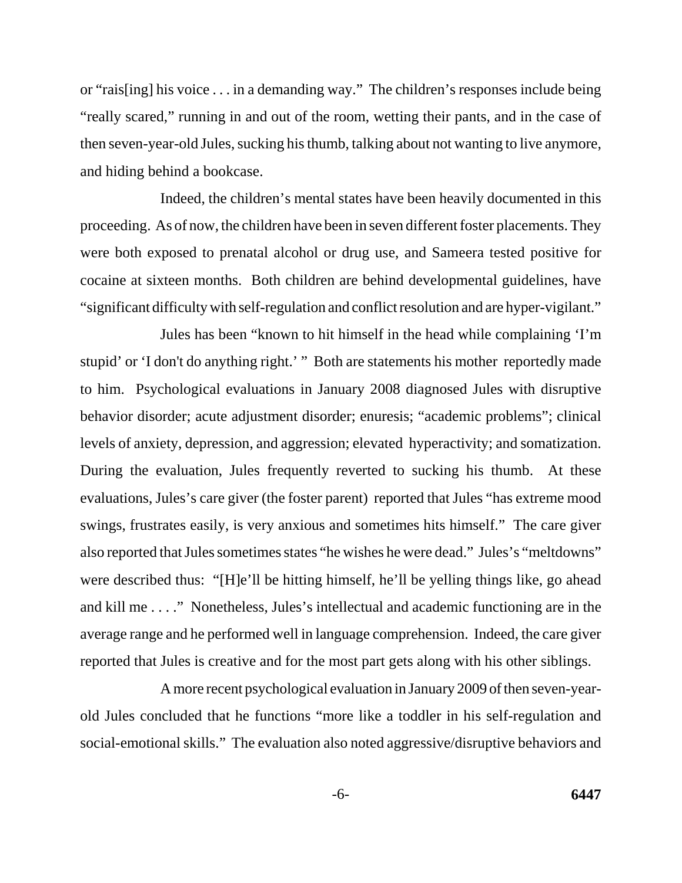or "rais[ing] his voice . . . in a demanding way." The children's responses include being "really scared," running in and out of the room, wetting their pants, and in the case of then seven-year-old Jules, sucking his thumb, talking about not wanting to live anymore, and hiding behind a bookcase.

Indeed, the children's mental states have been heavily documented in this proceeding. As of now, the children have been in seven different foster placements. They were both exposed to prenatal alcohol or drug use, and Sameera tested positive for cocaine at sixteen months. Both children are behind developmental guidelines, have "significant difficulty with self-regulation and conflict resolution and are hyper-vigilant."

Jules has been "known to hit himself in the head while complaining 'I'm stupid' or 'I don't do anything right.' " Both are statements his mother reportedly made to him. Psychological evaluations in January 2008 diagnosed Jules with disruptive behavior disorder; acute adjustment disorder; enuresis; "academic problems"; clinical levels of anxiety, depression, and aggression; elevated hyperactivity; and somatization. During the evaluation, Jules frequently reverted to sucking his thumb. At these evaluations, Jules's care giver (the foster parent) reported that Jules "has extreme mood swings, frustrates easily, is very anxious and sometimes hits himself." The care giver also reported that Jules sometimes states "he wishes he were dead." Jules's "meltdowns" were described thus: "[H]e'll be hitting himself, he'll be yelling things like, go ahead and kill me . . . ." Nonetheless, Jules's intellectual and academic functioning are in the average range and he performed well in language comprehension. Indeed, the care giver reported that Jules is creative and for the most part gets along with his other siblings.

A more recent psychological evaluation in January 2009 of then seven-year-old Jules concluded that he functions "more like a toddler in his self-regulation and social-emotional skills." The evaluation also noted aggressive/disruptive behaviors and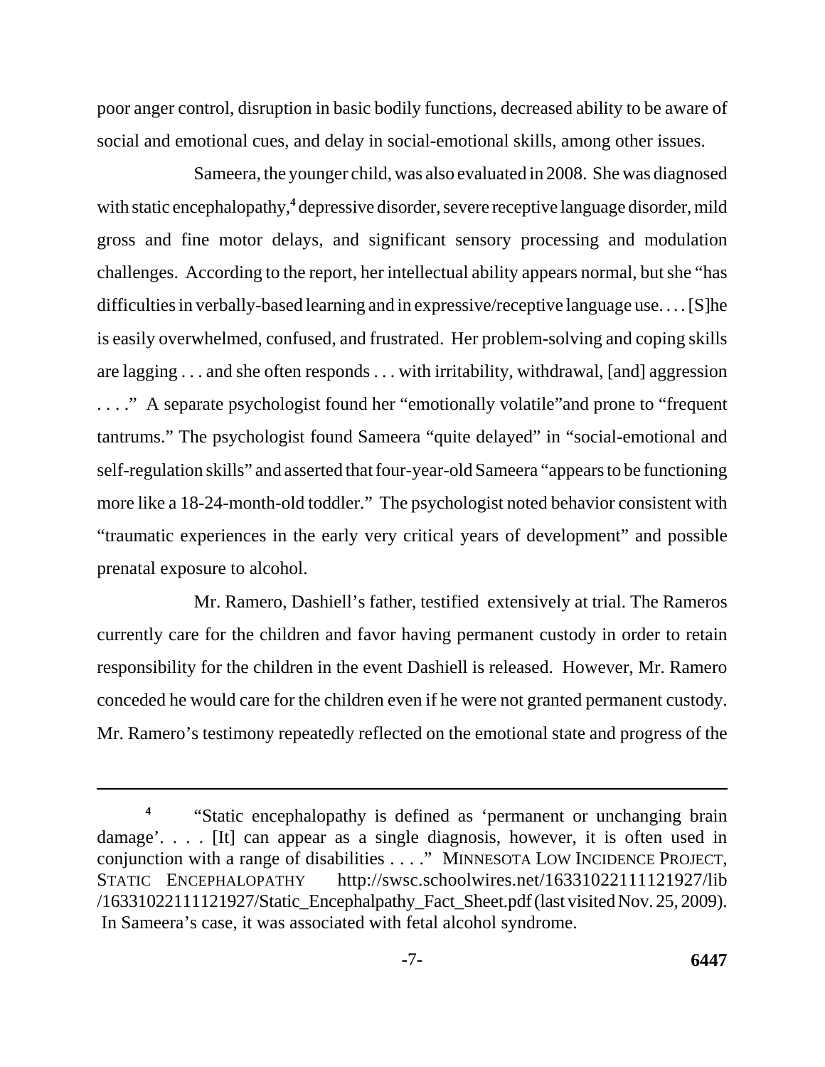poor anger control, disruption in basic bodily functions, decreased ability to be aware of social and emotional cues, and delay in social-emotional skills, among other issues.

Sameera, the younger child, was also evaluated in 2008. She was diagnosed with static encephalopathy,[4] depressive disorder, severe receptive language disorder, mild gross and fine motor delays, and significant sensory processing and modulation challenges. According to the report, her intellectual ability appears normal, but she "has difficulties in verbally-based learning and in expressive/receptive language use. . . . [S]he is easily overwhelmed, confused, and frustrated. Her problem-solving and coping skills are lagging . . . and she often responds . . . with irritability, withdrawal, [and] aggression . . . ." A separate psychologist found her "emotionally volatile"and prone to "frequent tantrums." The psychologist found Sameera "quite delayed" in "social-emotional and self-regulation skills" and asserted that four-year-old Sameera "appears to be functioning more like a 18-24-month-old toddler." The psychologist noted behavior consistent with "traumatic experiences in the early very critical years of development" and possible prenatal exposure to alcohol.

Mr. Ramero, Dashiell's father, testified extensively at trial. The Rameros currently care for the children and favor having permanent custody in order to retain responsibility for the children in the event Dashiell is released. However, Mr. Ramero conceded he would care for the children even if he were not granted permanent custody. Mr. Ramero's testimony repeatedly reflected on the emotional state and progress of the

---

[4] "Static encephalopathy is defined as 'permanent or unchanging brain damage'. . . . [It] can appear as a single diagnosis, however, it is often used in conjunction with a range of disabilities . . . ." MINNESOTA LOW INCIDENCE PROJECT, STATIC ENCEPHALOPATHY http://swsc.schoolwires.net/16331022111121927/lib/16331022111121927/Static_Encephalpathy_Fact_Sheet.pdf (last visited Nov. 25, 2009). In Sameera's case, it was associated with fetal alcohol syndrome.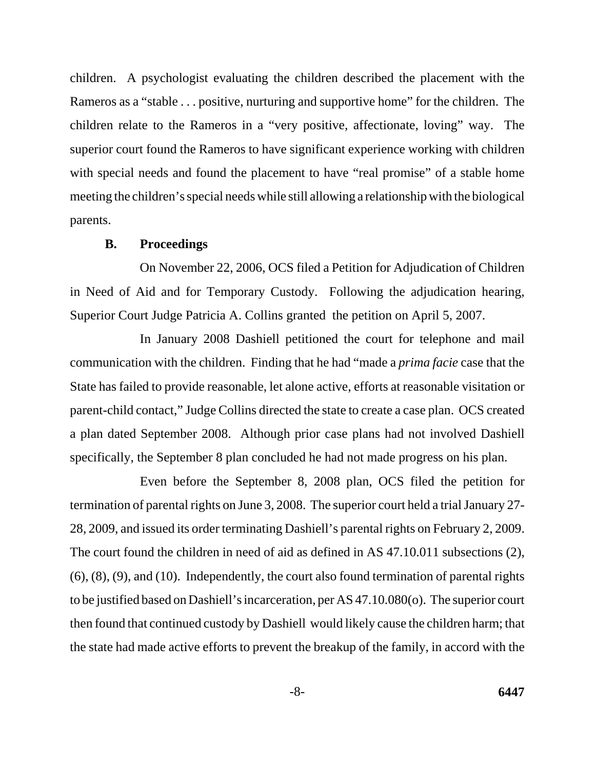children. A psychologist evaluating the children described the placement with the Rameros as a "stable . . . positive, nurturing and supportive home" for the children. The children relate to the Rameros in a "very positive, affectionate, loving" way. The superior court found the Rameros to have significant experience working with children with special needs and found the placement to have "real promise" of a stable home meeting the children's special needs while still allowing a relationship with the biological parents.

### B. Proceedings

On November 22, 2006, OCS filed a Petition for Adjudication of Children in Need of Aid and for Temporary Custody. Following the adjudication hearing, Superior Court Judge Patricia A. Collins granted the petition on April 5, 2007.

In January 2008 Dashiell petitioned the court for telephone and mail communication with the children. Finding that he had "made a *prima facie* case that the State has failed to provide reasonable, let alone active, efforts at reasonable visitation or parent-child contact," Judge Collins directed the state to create a case plan. OCS created a plan dated September 2008. Although prior case plans had not involved Dashiell specifically, the September 8 plan concluded he had not made progress on his plan.

Even before the September 8, 2008 plan, OCS filed the petition for termination of parental rights on June 3, 2008. The superior court held a trial January 27-28, 2009, and issued its order terminating Dashiell's parental rights on February 2, 2009. The court found the children in need of aid as defined in AS 47.10.011 subsections (2), (6), (8), (9), and (10). Independently, the court also found termination of parental rights to be justified based on Dashiell's incarceration, per AS 47.10.080(o). The superior court then found that continued custody by Dashiell would likely cause the children harm; that the state had made active efforts to prevent the breakup of the family, in accord with the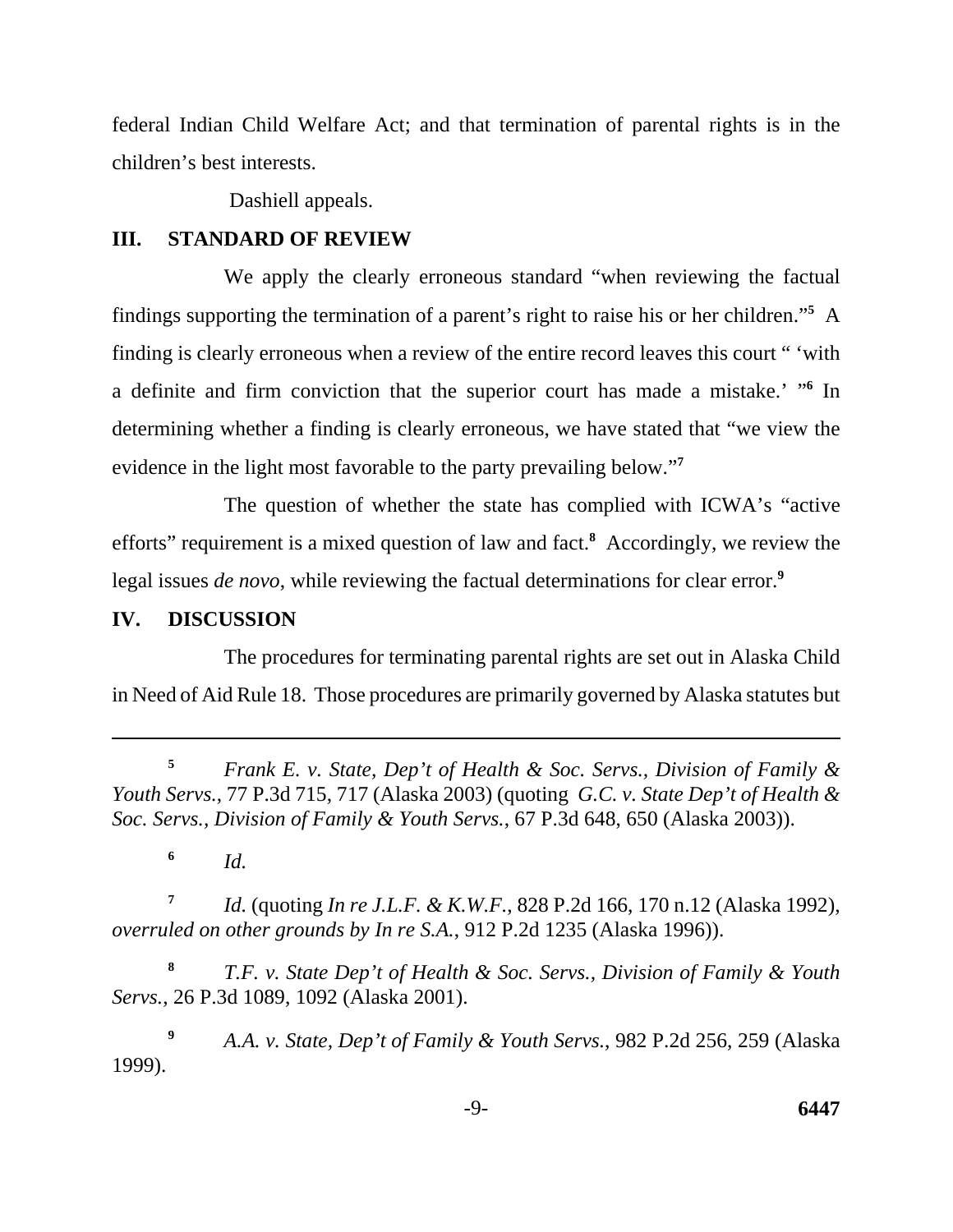federal Indian Child Welfare Act; and that termination of parental rights is in the children's best interests.

Dashiell appeals.

## III. STANDARD OF REVIEW

We apply the clearly erroneous standard "when reviewing the factual findings supporting the termination of a parent's right to raise his or her children."[5] A finding is clearly erroneous when a review of the entire record leaves this court " 'with a definite and firm conviction that the superior court has made a mistake.' "[6] In determining whether a finding is clearly erroneous, we have stated that "we view the evidence in the light most favorable to the party prevailing below."[7]

The question of whether the state has complied with ICWA's "active efforts" requirement is a mixed question of law and fact.[8] Accordingly, we review the legal issues *de novo*, while reviewing the factual determinations for clear error.[9]

## IV. DISCUSSION

The procedures for terminating parental rights are set out in Alaska Child in Need of Aid Rule 18. Those procedures are primarily governed by Alaska statutes but

---

[5] *Frank E. v. State, Dep't of Health & Soc. Servs., Division of Family & Youth Servs.*, 77 P.3d 715, 717 (Alaska 2003) (quoting *G.C. v. State Dep't of Health & Soc. Servs., Division of Family & Youth Servs.*, 67 P.3d 648, 650 (Alaska 2003)).

[6] *Id.*

[7] *Id.* (quoting *In re J.L.F. & K.W.F.*, 828 P.2d 166, 170 n.12 (Alaska 1992), *overruled on other grounds by In re S.A.*, 912 P.2d 1235 (Alaska 1996)).

[8] *T.F. v. State Dep't of Health & Soc. Servs., Division of Family & Youth Servs.*, 26 P.3d 1089, 1092 (Alaska 2001).

[9] *A.A. v. State, Dep't of Family & Youth Servs.*, 982 P.2d 256, 259 (Alaska 1999).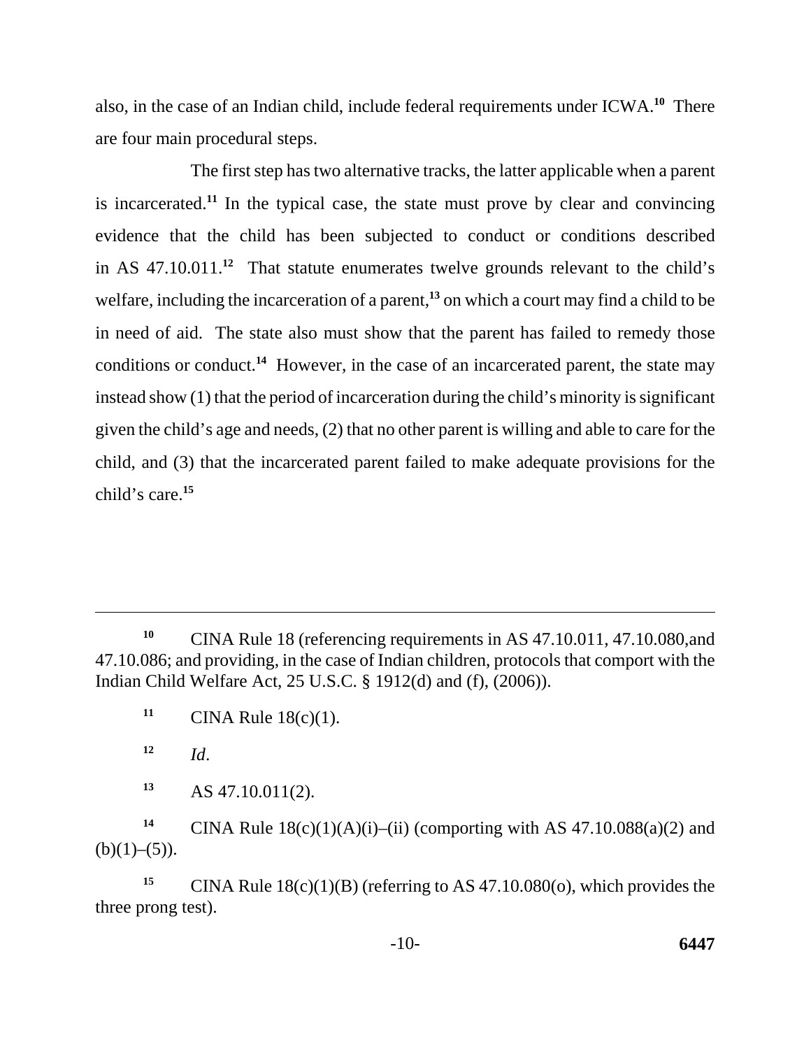also, in the case of an Indian child, include federal requirements under ICWA.[10] There are four main procedural steps.

The first step has two alternative tracks, the latter applicable when a parent is incarcerated.[11] In the typical case, the state must prove by clear and convincing evidence that the child has been subjected to conduct or conditions described in AS 47.10.011.[12] That statute enumerates twelve grounds relevant to the child's welfare, including the incarceration of a parent,[13] on which a court may find a child to be in need of aid. The state also must show that the parent has failed to remedy those conditions or conduct.[14] However, in the case of an incarcerated parent, the state may instead show (1) that the period of incarceration during the child's minority is significant given the child's age and needs, (2) that no other parent is willing and able to care for the child, and (3) that the incarcerated parent failed to make adequate provisions for the child's care.[15]

---

[10] CINA Rule 18 (referencing requirements in AS 47.10.011, 47.10.080,and 47.10.086; and providing, in the case of Indian children, protocols that comport with the Indian Child Welfare Act, 25 U.S.C. § 1912(d) and (f), (2006)).

[11] CINA Rule 18(c)(1).

[12] *Id*.

[13] AS 47.10.011(2).

[14] CINA Rule 18(c)(1)(A)(i)–(ii) (comporting with AS 47.10.088(a)(2) and (b)(1)–(5)).

[15] CINA Rule 18(c)(1)(B) (referring to AS 47.10.080(o), which provides the three prong test).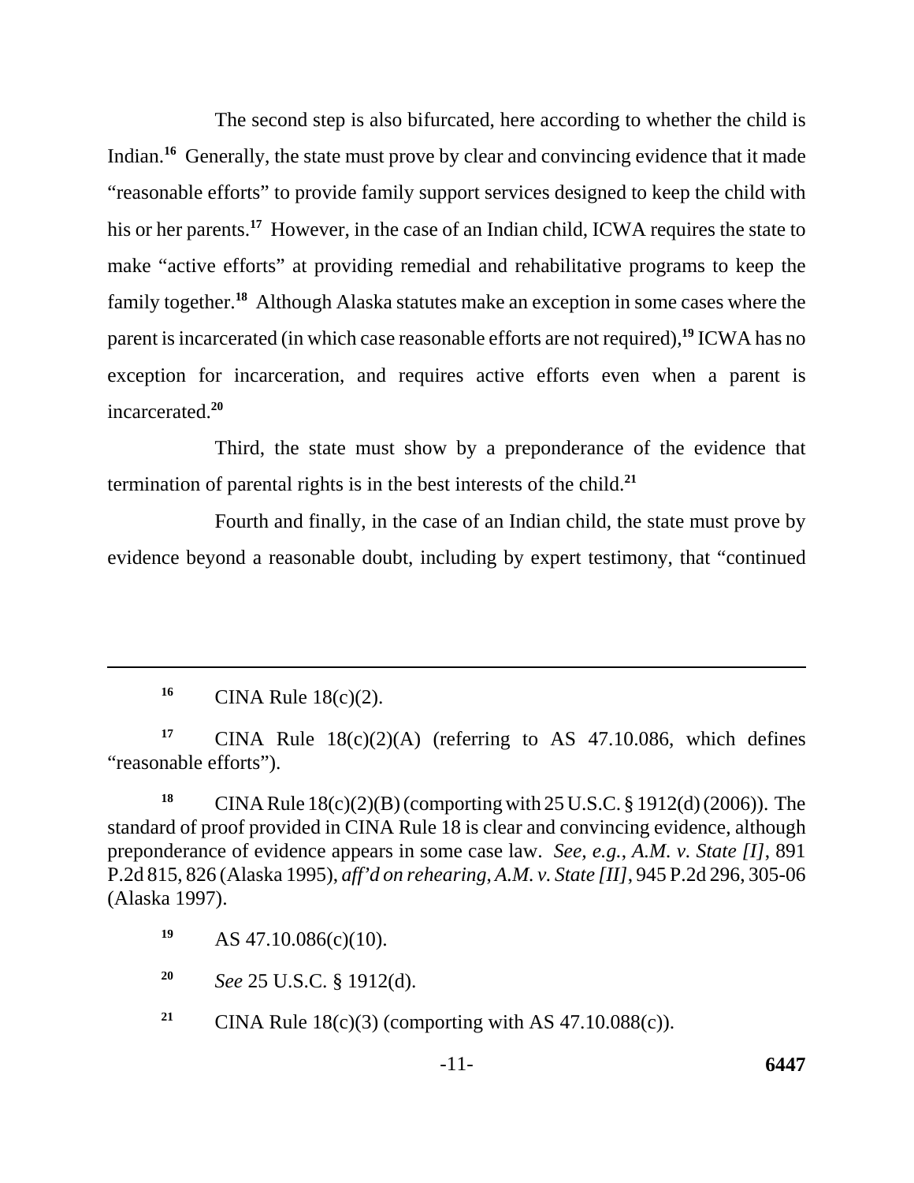The second step is also bifurcated, here according to whether the child is Indian.[16] Generally, the state must prove by clear and convincing evidence that it made "reasonable efforts" to provide family support services designed to keep the child with his or her parents.[17] However, in the case of an Indian child, ICWA requires the state to make "active efforts" at providing remedial and rehabilitative programs to keep the family together.[18] Although Alaska statutes make an exception in some cases where the parent is incarcerated (in which case reasonable efforts are not required),[19] ICWA has no exception for incarceration, and requires active efforts even when a parent is incarcerated.[20]

Third, the state must show by a preponderance of the evidence that termination of parental rights is in the best interests of the child.[21]

Fourth and finally, in the case of an Indian child, the state must prove by evidence beyond a reasonable doubt, including by expert testimony, that "continued

---

[16] CINA Rule 18(c)(2).

[17] CINA Rule 18(c)(2)(A) (referring to AS 47.10.086, which defines "reasonable efforts").

[18] CINA Rule 18(c)(2)(B) (comporting with 25 U.S.C. § 1912(d) (2006)). The standard of proof provided in CINA Rule 18 is clear and convincing evidence, although preponderance of evidence appears in some case law. *See, e.g.*, *A.M. v. State [I]*, 891 P.2d 815, 826 (Alaska 1995), *aff'd on rehearing*, *A.M. v. State [II]*, 945 P.2d 296, 305-06 (Alaska 1997).

[19] AS 47.10.086(c)(10).

[20] *See* 25 U.S.C. § 1912(d).

[21] CINA Rule 18(c)(3) (comporting with AS 47.10.088(c)).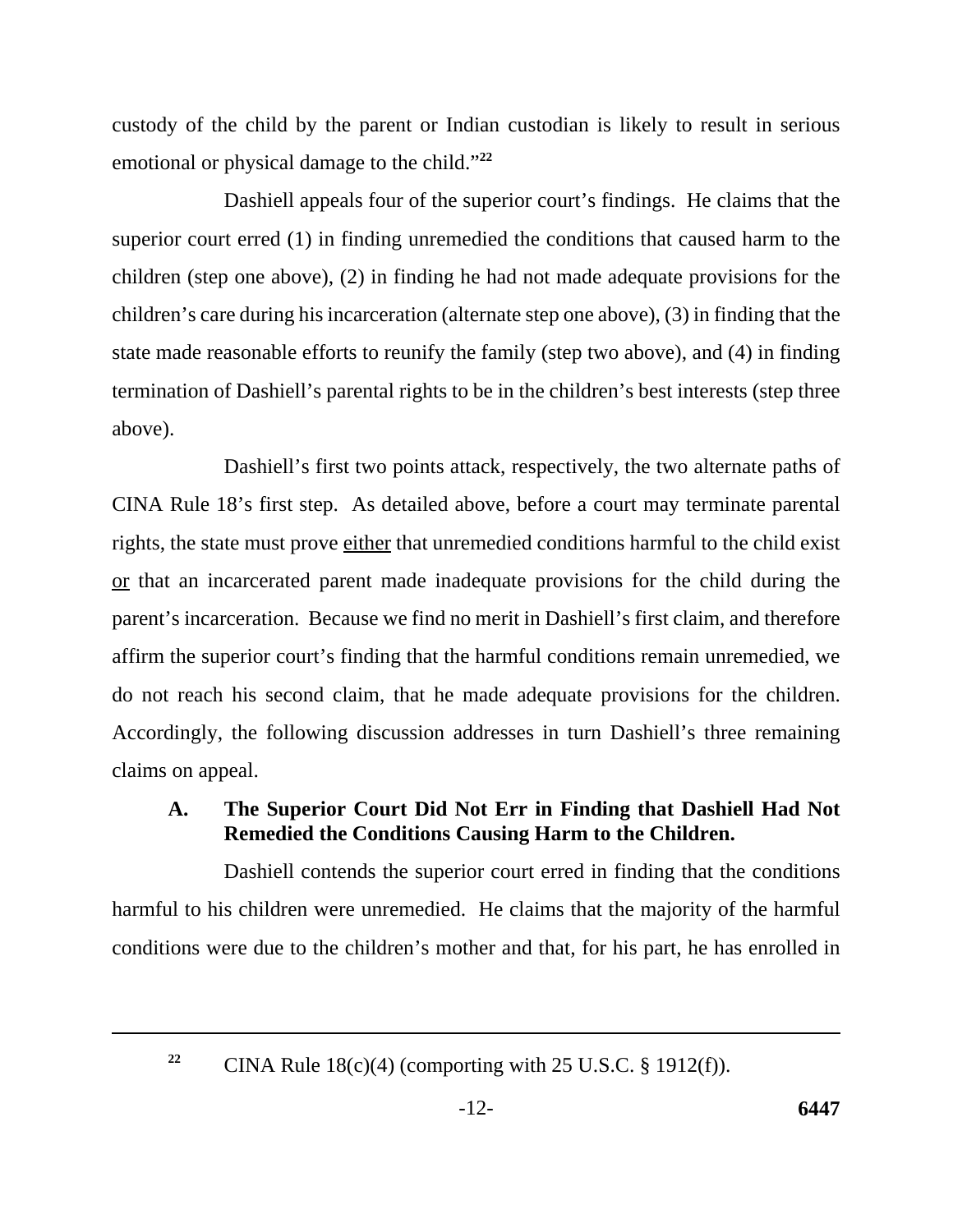custody of the child by the parent or Indian custodian is likely to result in serious emotional or physical damage to the child."[22]

Dashiell appeals four of the superior court's findings. He claims that the superior court erred (1) in finding unremedied the conditions that caused harm to the children (step one above), (2) in finding he had not made adequate provisions for the children's care during his incarceration (alternate step one above), (3) in finding that the state made reasonable efforts to reunify the family (step two above), and (4) in finding termination of Dashiell's parental rights to be in the children's best interests (step three above).

Dashiell's first two points attack, respectively, the two alternate paths of CINA Rule 18's first step. As detailed above, before a court may terminate parental rights, the state must prove <u>either</u> that unremedied conditions harmful to the child exist <u>or</u> that an incarcerated parent made inadequate provisions for the child during the parent's incarceration. Because we find no merit in Dashiell's first claim, and therefore affirm the superior court's finding that the harmful conditions remain unremedied, we do not reach his second claim, that he made adequate provisions for the children. Accordingly, the following discussion addresses in turn Dashiell's three remaining claims on appeal.

### A. The Superior Court Did Not Err in Finding that Dashiell Had Not Remedied the Conditions Causing Harm to the Children.

Dashiell contends the superior court erred in finding that the conditions harmful to his children were unremedied. He claims that the majority of the harmful conditions were due to the children's mother and that, for his part, he has enrolled in

---

[22] CINA Rule 18(c)(4) (comporting with 25 U.S.C. § 1912(f)).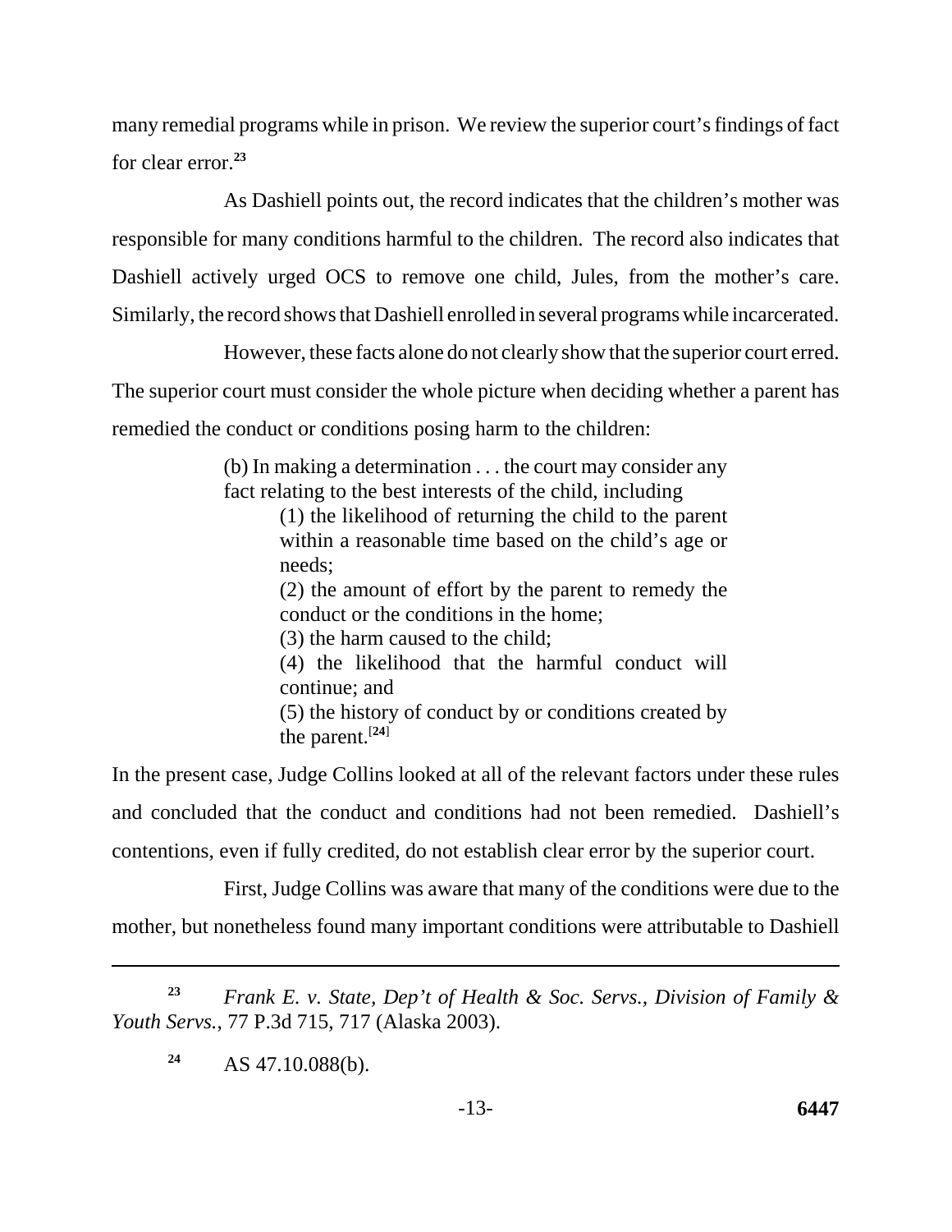many remedial programs while in prison. We review the superior court's findings of fact for clear error.[23]

As Dashiell points out, the record indicates that the children's mother was responsible for many conditions harmful to the children. The record also indicates that Dashiell actively urged OCS to remove one child, Jules, from the mother's care. Similarly, the record shows that Dashiell enrolled in several programs while incarcerated.

However, these facts alone do not clearly show that the superior court erred. The superior court must consider the whole picture when deciding whether a parent has remedied the conduct or conditions posing harm to the children:

> (b) In making a determination . . . the court may consider any fact relating to the best interests of the child, including
>
> > (1) the likelihood of returning the child to the parent within a reasonable time based on the child's age or needs;
> >
> > (2) the amount of effort by the parent to remedy the conduct or the conditions in the home;
> >
> > (3) the harm caused to the child;
> >
> > (4) the likelihood that the harmful conduct will continue; and
> >
> > (5) the history of conduct by or conditions created by the parent.[24]

In the present case, Judge Collins looked at all of the relevant factors under these rules and concluded that the conduct and conditions had not been remedied. Dashiell's contentions, even if fully credited, do not establish clear error by the superior court.

First, Judge Collins was aware that many of the conditions were due to the mother, but nonetheless found many important conditions were attributable to Dashiell

---

[23] *Frank E. v. State, Dep't of Health & Soc. Servs., Division of Family & Youth Servs.*, 77 P.3d 715, 717 (Alaska 2003).

[24] AS 47.10.088(b).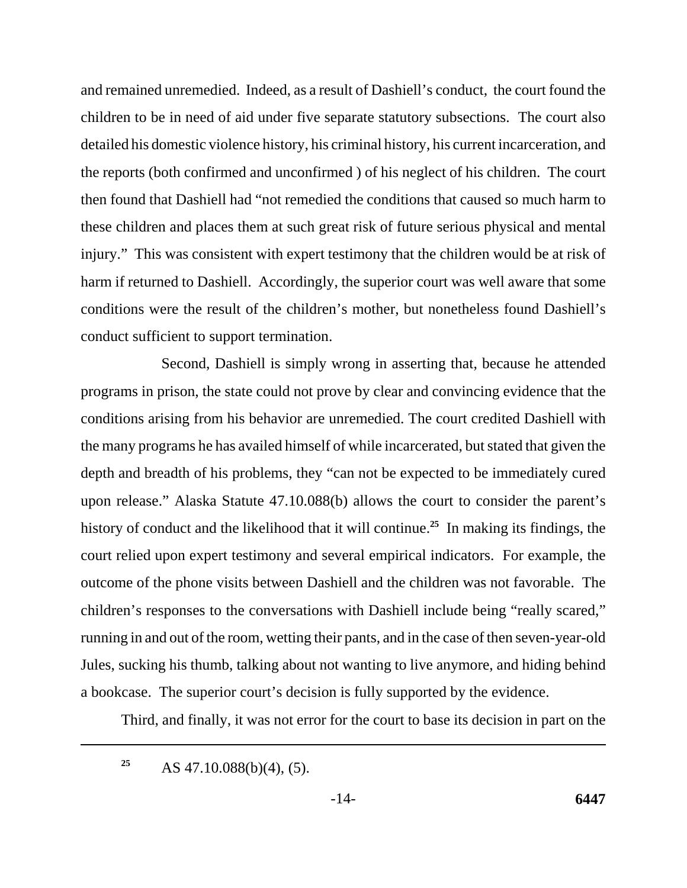and remained unremedied. Indeed, as a result of Dashiell's conduct, the court found the children to be in need of aid under five separate statutory subsections. The court also detailed his domestic violence history, his criminal history, his current incarceration, and the reports (both confirmed and unconfirmed ) of his neglect of his children. The court then found that Dashiell had "not remedied the conditions that caused so much harm to these children and places them at such great risk of future serious physical and mental injury." This was consistent with expert testimony that the children would be at risk of harm if returned to Dashiell. Accordingly, the superior court was well aware that some conditions were the result of the children's mother, but nonetheless found Dashiell's conduct sufficient to support termination.

Second, Dashiell is simply wrong in asserting that, because he attended programs in prison, the state could not prove by clear and convincing evidence that the conditions arising from his behavior are unremedied. The court credited Dashiell with the many programs he has availed himself of while incarcerated, but stated that given the depth and breadth of his problems, they "can not be expected to be immediately cured upon release." Alaska Statute 47.10.088(b) allows the court to consider the parent's history of conduct and the likelihood that it will continue.[25] In making its findings, the court relied upon expert testimony and several empirical indicators. For example, the outcome of the phone visits between Dashiell and the children was not favorable. The children's responses to the conversations with Dashiell include being "really scared," running in and out of the room, wetting their pants, and in the case of then seven-year-old Jules, sucking his thumb, talking about not wanting to live anymore, and hiding behind a bookcase. The superior court's decision is fully supported by the evidence.

Third, and finally, it was not error for the court to base its decision in part on the

---

[25] AS 47.10.088(b)(4), (5).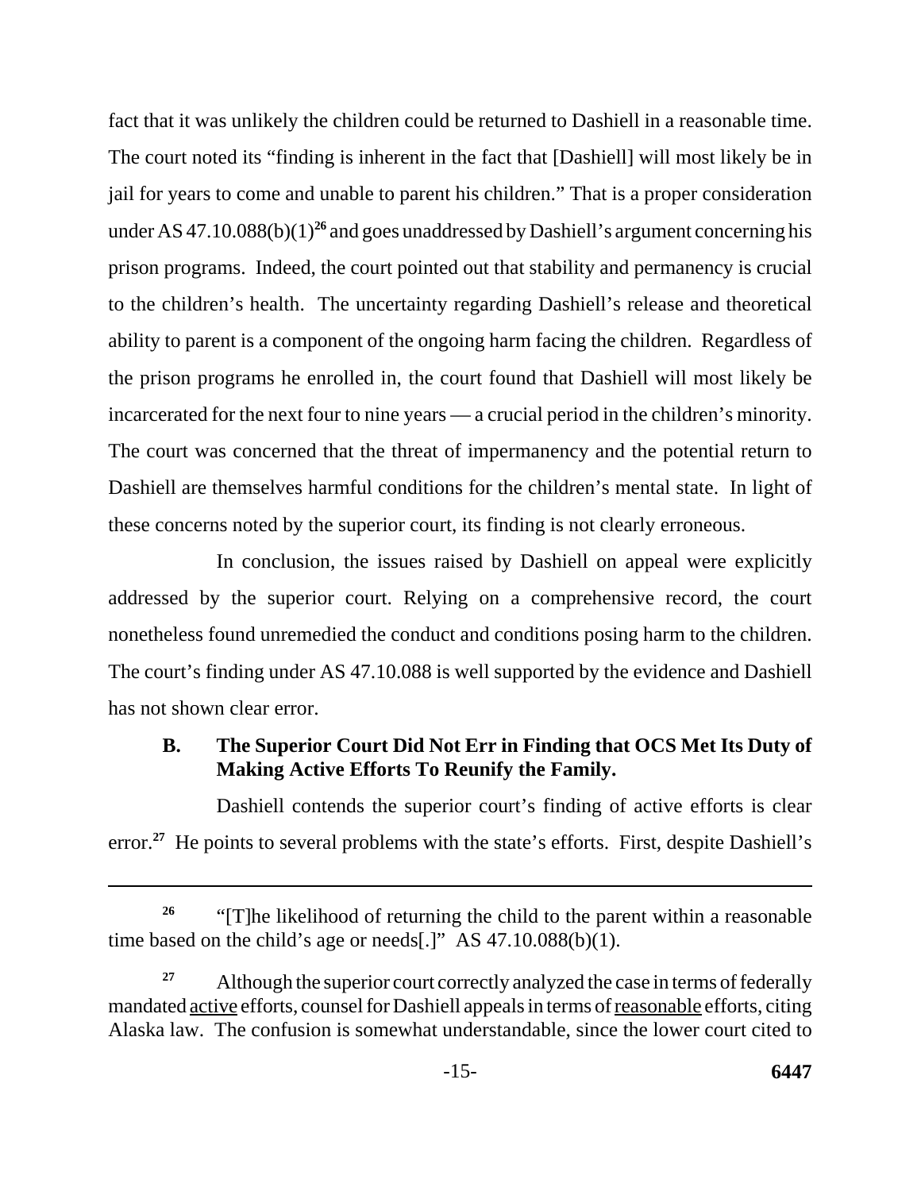fact that it was unlikely the children could be returned to Dashiell in a reasonable time. The court noted its "finding is inherent in the fact that [Dashiell] will most likely be in jail for years to come and unable to parent his children." That is a proper consideration under AS 47.10.088(b)(1)[26] and goes unaddressed by Dashiell's argument concerning his prison programs. Indeed, the court pointed out that stability and permanency is crucial to the children's health. The uncertainty regarding Dashiell's release and theoretical ability to parent is a component of the ongoing harm facing the children. Regardless of the prison programs he enrolled in, the court found that Dashiell will most likely be incarcerated for the next four to nine years — a crucial period in the children's minority. The court was concerned that the threat of impermanency and the potential return to Dashiell are themselves harmful conditions for the children's mental state. In light of these concerns noted by the superior court, its finding is not clearly erroneous.

In conclusion, the issues raised by Dashiell on appeal were explicitly addressed by the superior court. Relying on a comprehensive record, the court nonetheless found unremedied the conduct and conditions posing harm to the children. The court's finding under AS 47.10.088 is well supported by the evidence and Dashiell has not shown clear error.

### B. The Superior Court Did Not Err in Finding that OCS Met Its Duty of Making Active Efforts To Reunify the Family.

Dashiell contends the superior court's finding of active efforts is clear error.[27] He points to several problems with the state's efforts. First, despite Dashiell's

---

[26] "[T]he likelihood of returning the child to the parent within a reasonable time based on the child's age or needs[.]" AS 47.10.088(b)(1).

[27] Although the superior court correctly analyzed the case in terms of federally mandated <u>active</u> efforts, counsel for Dashiell appeals in terms of <u>reasonable</u> efforts, citing Alaska law. The confusion is somewhat understandable, since the lower court cited to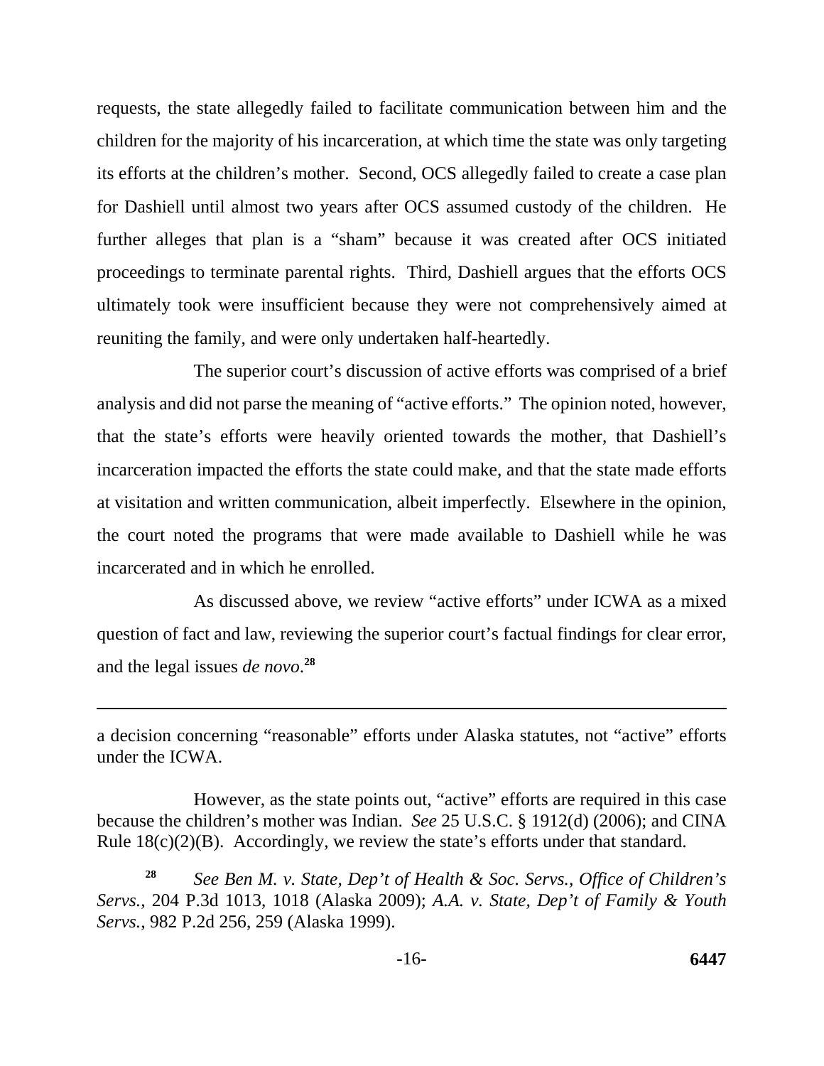requests, the state allegedly failed to facilitate communication between him and the children for the majority of his incarceration, at which time the state was only targeting its efforts at the children's mother. Second, OCS allegedly failed to create a case plan for Dashiell until almost two years after OCS assumed custody of the children. He further alleges that plan is a "sham" because it was created after OCS initiated proceedings to terminate parental rights. Third, Dashiell argues that the efforts OCS ultimately took were insufficient because they were not comprehensively aimed at reuniting the family, and were only undertaken half-heartedly.

The superior court's discussion of active efforts was comprised of a brief analysis and did not parse the meaning of "active efforts." The opinion noted, however, that the state's efforts were heavily oriented towards the mother, that Dashiell's incarceration impacted the efforts the state could make, and that the state made efforts at visitation and written communication, albeit imperfectly. Elsewhere in the opinion, the court noted the programs that were made available to Dashiell while he was incarcerated and in which he enrolled.

As discussed above, we review "active efforts" under ICWA as a mixed question of fact and law, reviewing the superior court's factual findings for clear error, and the legal issues *de novo*.[28]

---

a decision concerning "reasonable" efforts under Alaska statutes, not "active" efforts under the ICWA.

However, as the state points out, "active" efforts are required in this case because the children's mother was Indian. *See* 25 U.S.C. § 1912(d) (2006); and CINA Rule 18(c)(2)(B). Accordingly, we review the state's efforts under that standard.

[28] *See Ben M. v. State, Dep't of Health & Soc. Servs., Office of Children's Servs.*, 204 P.3d 1013, 1018 (Alaska 2009); *A.A. v. State, Dep't of Family & Youth Servs.*, 982 P.2d 256, 259 (Alaska 1999).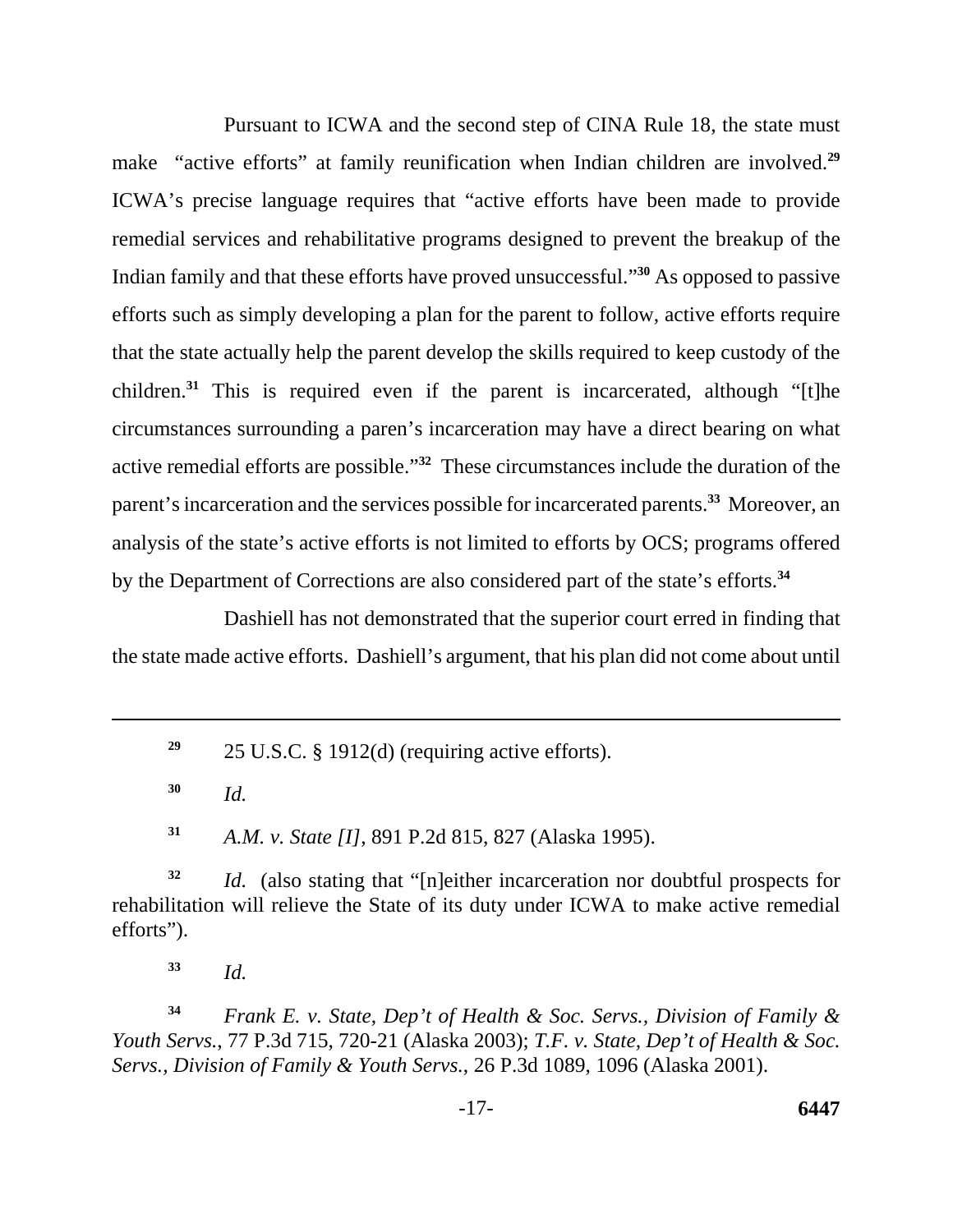Pursuant to ICWA and the second step of CINA Rule 18, the state must make "active efforts" at family reunification when Indian children are involved.[29] ICWA's precise language requires that "active efforts have been made to provide remedial services and rehabilitative programs designed to prevent the breakup of the Indian family and that these efforts have proved unsuccessful."[30] As opposed to passive efforts such as simply developing a plan for the parent to follow, active efforts require that the state actually help the parent develop the skills required to keep custody of the children.[31] This is required even if the parent is incarcerated, although "[t]he circumstances surrounding a paren's incarceration may have a direct bearing on what active remedial efforts are possible."[32] These circumstances include the duration of the parent's incarceration and the services possible for incarcerated parents.[33] Moreover, an analysis of the state's active efforts is not limited to efforts by OCS; programs offered by the Department of Corrections are also considered part of the state's efforts.[34]

Dashiell has not demonstrated that the superior court erred in finding that the state made active efforts. Dashiell's argument, that his plan did not come about until

---

[29] 25 U.S.C. § 1912(d) (requiring active efforts).

[30] *Id.*

[31] *A.M. v. State [I]*, 891 P.2d 815, 827 (Alaska 1995).

[32] *Id.* (also stating that "[n]either incarceration nor doubtful prospects for rehabilitation will relieve the State of its duty under ICWA to make active remedial efforts").

[33] *Id.*

[34] *Frank E. v. State, Dep't of Health & Soc. Servs., Division of Family & Youth Servs.*, 77 P.3d 715, 720-21 (Alaska 2003); *T.F. v. State, Dep't of Health & Soc. Servs., Division of Family & Youth Servs.*, 26 P.3d 1089, 1096 (Alaska 2001).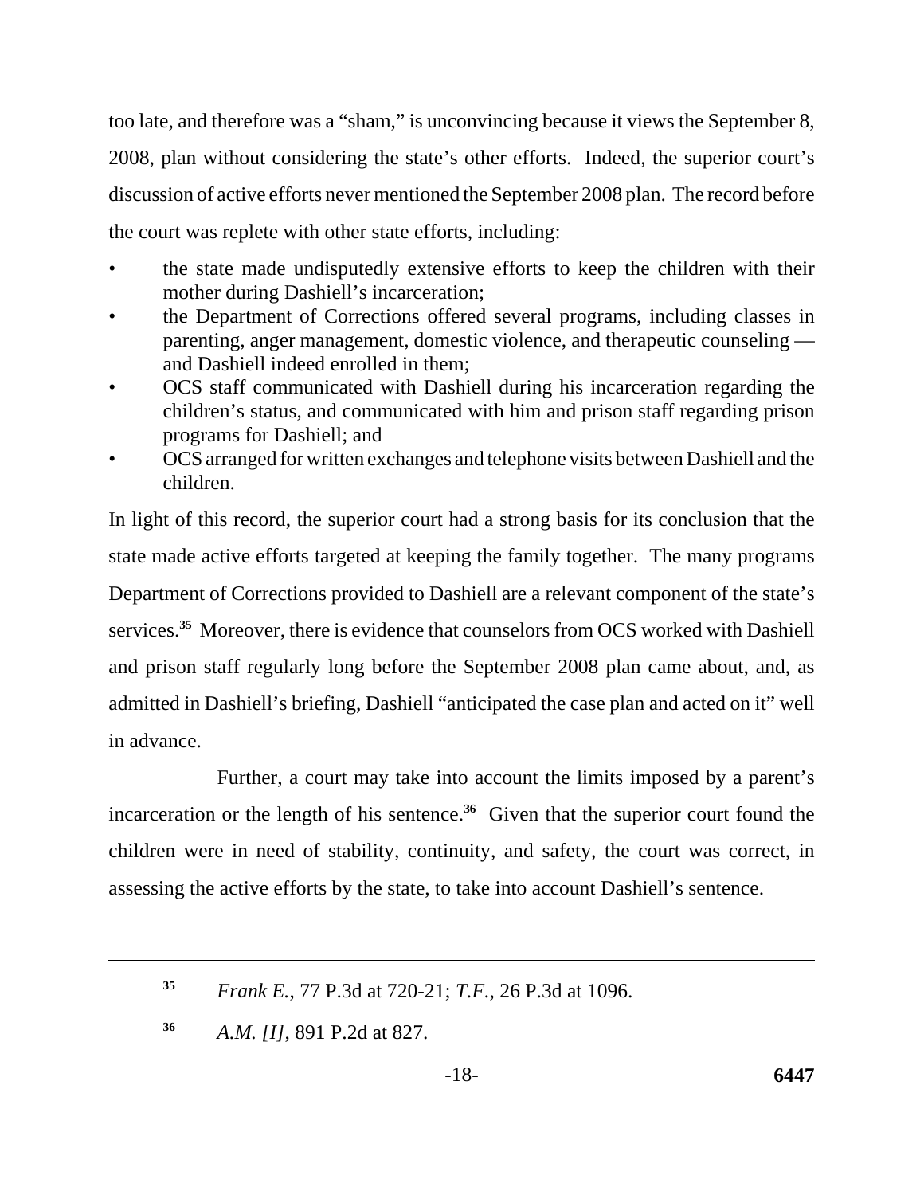too late, and therefore was a "sham," is unconvincing because it views the September 8, 2008, plan without considering the state's other efforts. Indeed, the superior court's discussion of active efforts never mentioned the September 2008 plan. The record before the court was replete with other state efforts, including:

- the state made undisputedly extensive efforts to keep the children with their mother during Dashiell's incarceration;
- the Department of Corrections offered several programs, including classes in parenting, anger management, domestic violence, and therapeutic counseling — and Dashiell indeed enrolled in them;
- OCS staff communicated with Dashiell during his incarceration regarding the children's status, and communicated with him and prison staff regarding prison programs for Dashiell; and
- OCS arranged for written exchanges and telephone visits between Dashiell and the children.

In light of this record, the superior court had a strong basis for its conclusion that the state made active efforts targeted at keeping the family together. The many programs Department of Corrections provided to Dashiell are a relevant component of the state's services.[35] Moreover, there is evidence that counselors from OCS worked with Dashiell and prison staff regularly long before the September 2008 plan came about, and, as admitted in Dashiell's briefing, Dashiell "anticipated the case plan and acted on it" well in advance.

Further, a court may take into account the limits imposed by a parent's incarceration or the length of his sentence.[36] Given that the superior court found the children were in need of stability, continuity, and safety, the court was correct, in assessing the active efforts by the state, to take into account Dashiell's sentence.

---

[35] *Frank E.*, 77 P.3d at 720-21; *T.F.*, 26 P.3d at 1096.

[36] *A.M. [I]*, 891 P.2d at 827.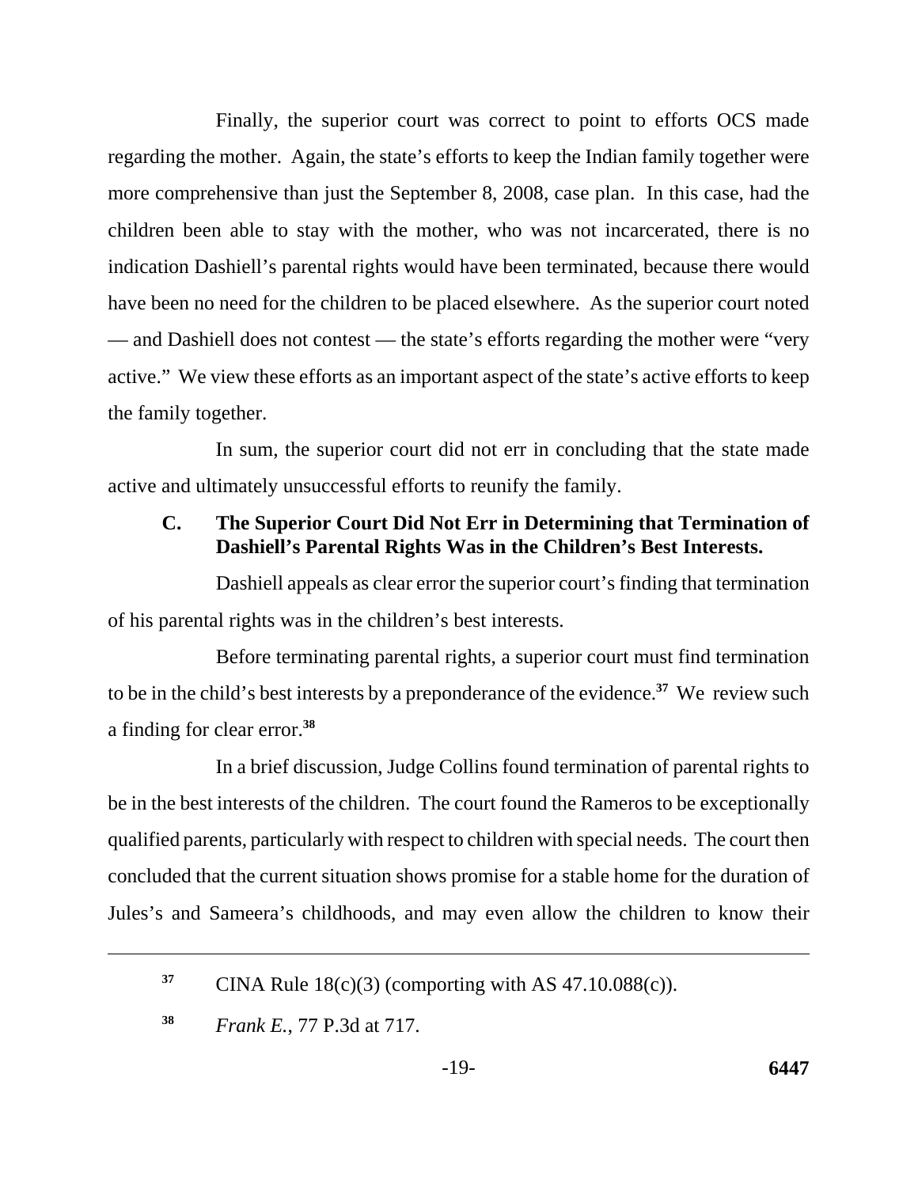Finally, the superior court was correct to point to efforts OCS made regarding the mother. Again, the state's efforts to keep the Indian family together were more comprehensive than just the September 8, 2008, case plan. In this case, had the children been able to stay with the mother, who was not incarcerated, there is no indication Dashiell's parental rights would have been terminated, because there would have been no need for the children to be placed elsewhere. As the superior court noted — and Dashiell does not contest — the state's efforts regarding the mother were "very active." We view these efforts as an important aspect of the state's active efforts to keep the family together.

In sum, the superior court did not err in concluding that the state made active and ultimately unsuccessful efforts to reunify the family.

### C. The Superior Court Did Not Err in Determining that Termination of Dashiell's Parental Rights Was in the Children's Best Interests.

Dashiell appeals as clear error the superior court's finding that termination of his parental rights was in the children's best interests.

Before terminating parental rights, a superior court must find termination to be in the child's best interests by a preponderance of the evidence.[37] We review such a finding for clear error.[38]

In a brief discussion, Judge Collins found termination of parental rights to be in the best interests of the children. The court found the Rameros to be exceptionally qualified parents, particularly with respect to children with special needs. The court then concluded that the current situation shows promise for a stable home for the duration of Jules's and Sameera's childhoods, and may even allow the children to know their

---

[37] CINA Rule 18(c)(3) (comporting with AS 47.10.088(c)).

[38] *Frank E.*, 77 P.3d at 717.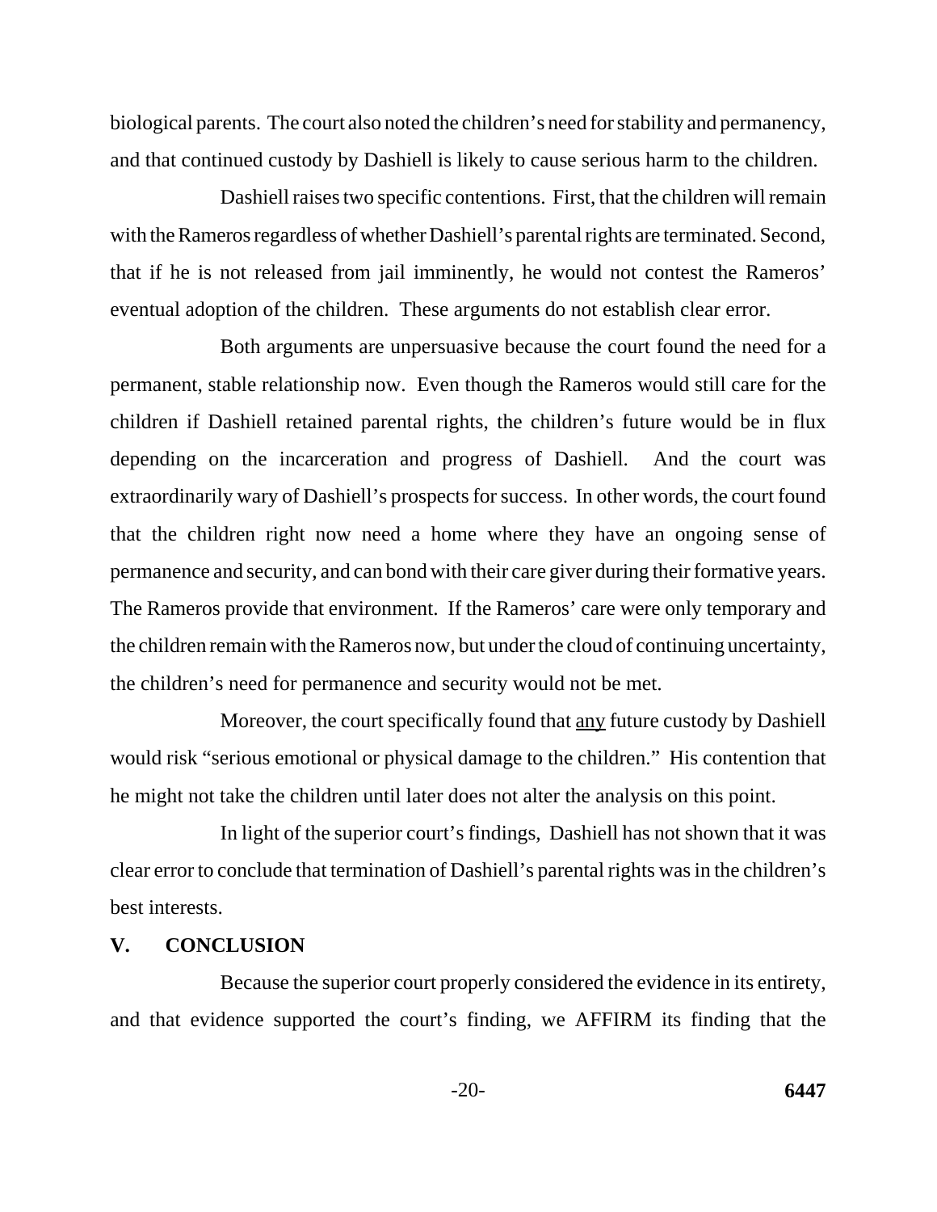biological parents. The court also noted the children's need for stability and permanency, and that continued custody by Dashiell is likely to cause serious harm to the children.

Dashiell raises two specific contentions. First, that the children will remain with the Rameros regardless of whether Dashiell's parental rights are terminated. Second, that if he is not released from jail imminently, he would not contest the Rameros' eventual adoption of the children. These arguments do not establish clear error.

Both arguments are unpersuasive because the court found the need for a permanent, stable relationship now. Even though the Rameros would still care for the children if Dashiell retained parental rights, the children's future would be in flux depending on the incarceration and progress of Dashiell. And the court was extraordinarily wary of Dashiell's prospects for success. In other words, the court found that the children right now need a home where they have an ongoing sense of permanence and security, and can bond with their care giver during their formative years. The Rameros provide that environment. If the Rameros' care were only temporary and the children remain with the Rameros now, but under the cloud of continuing uncertainty, the children's need for permanence and security would not be met.

Moreover, the court specifically found that <u>any</u> future custody by Dashiell would risk "serious emotional or physical damage to the children." His contention that he might not take the children until later does not alter the analysis on this point.

In light of the superior court's findings, Dashiell has not shown that it was clear error to conclude that termination of Dashiell's parental rights was in the children's best interests.

## V. CONCLUSION

Because the superior court properly considered the evidence in its entirety, and that evidence supported the court's finding, we AFFIRM its finding that the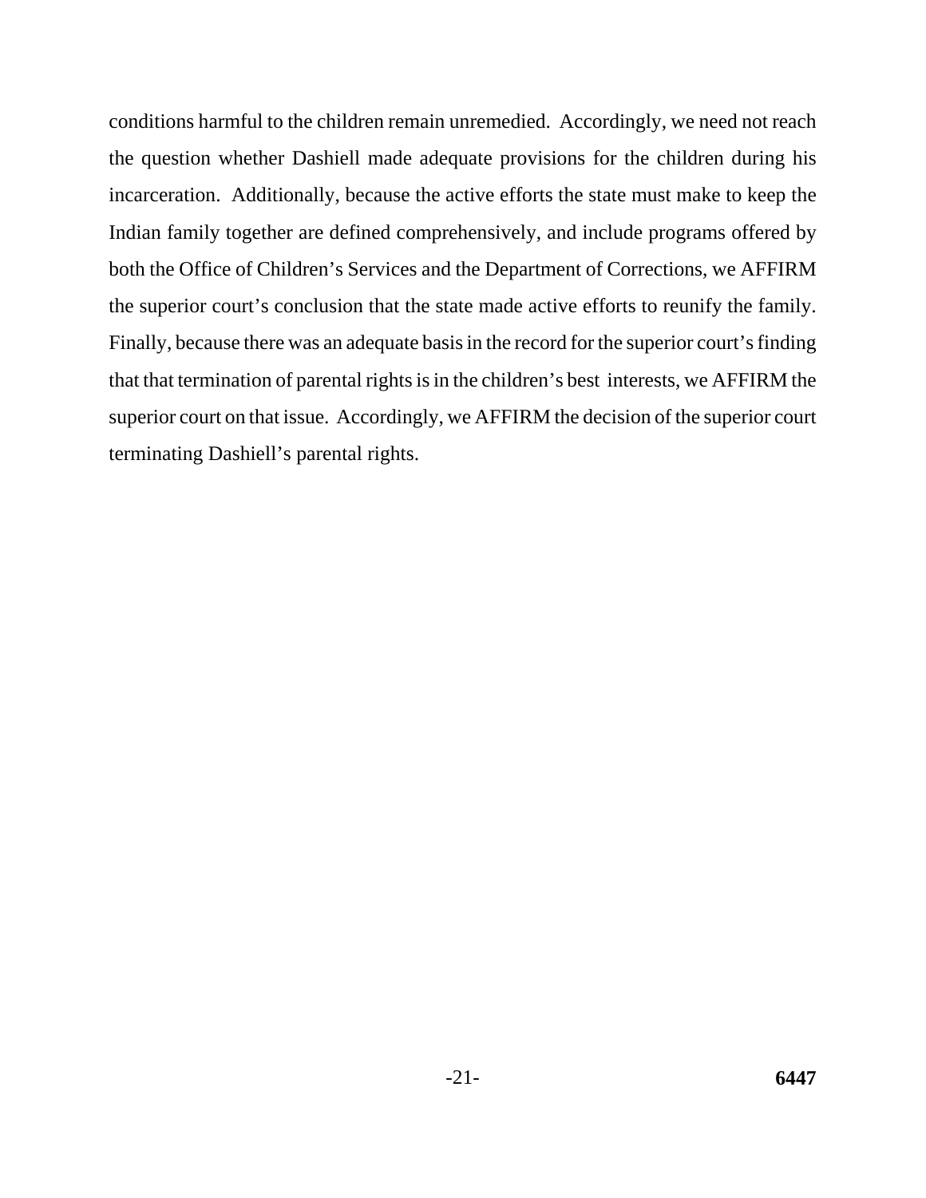conditions harmful to the children remain unremedied. Accordingly, we need not reach the question whether Dashiell made adequate provisions for the children during his incarceration. Additionally, because the active efforts the state must make to keep the Indian family together are defined comprehensively, and include programs offered by both the Office of Children's Services and the Department of Corrections, we AFFIRM the superior court's conclusion that the state made active efforts to reunify the family. Finally, because there was an adequate basis in the record for the superior court's finding that that termination of parental rights is in the children's best interests, we AFFIRM the superior court on that issue. Accordingly, we AFFIRM the decision of the superior court terminating Dashiell's parental rights.